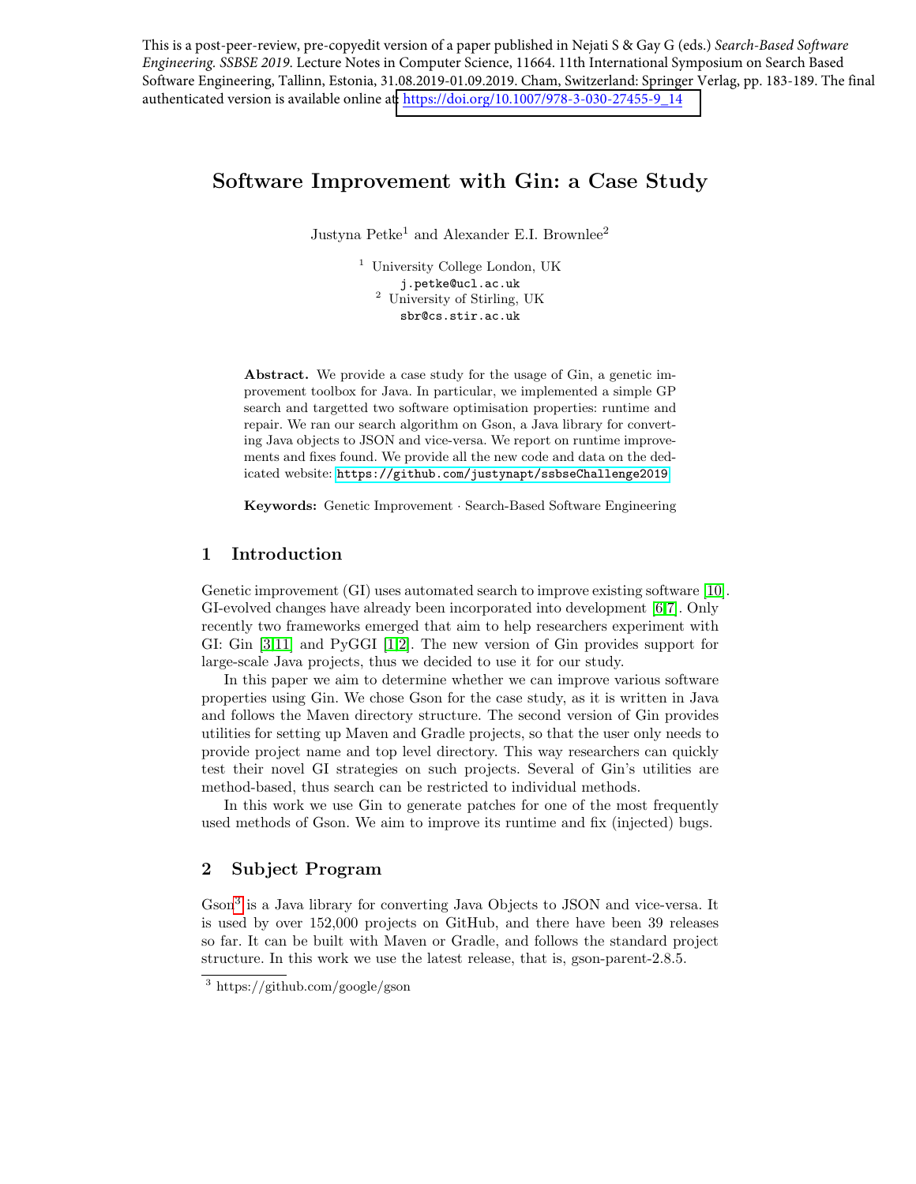This is a post-peer-review, pre-copyedit version of a paper published in Nejati S & Gay G (eds.) *Search-Based Software Engineering. SSBSE 2019*. Lecture Notes in Computer Science, 11664. 11th International Symposium on Search Based Software Engineering, Tallinn, Estonia, 31.08.2019-01.09.2019. Cham, Switzerland: Springer Verlag, pp. 183-189. The final authenticated version is available online at: https://doi.org/10.1007/978-3-030-27455-9_14

# Software Improvement with Gin: a Case Study

Justyna Petke[1] and Alexander E.I. Brownlee[2]

[1] University College London, UK
j.petke@ucl.ac.uk
[2] University of Stirling, UK
sbr@cs.stir.ac.uk

**Abstract.** We provide a case study for the usage of Gin, a genetic improvement toolbox for Java. In particular, we implemented a simple GP search and targetted two software optimisation properties: runtime and repair. We ran our search algorithm on Gson, a Java library for converting Java objects to JSON and vice-versa. We report on runtime improvements and fixes found. We provide all the new code and data on the dedicated website: `https://github.com/justynapt/ssbseChallenge2019`.

**Keywords:** Genetic Improvement · Search-Based Software Engineering

## 1 Introduction

Genetic improvement (GI) uses automated search to improve existing software [10]. GI-evolved changes have already been incorporated into development [6,7]. Only recently two frameworks emerged that aim to help researchers experiment with GI: Gin [3,11] and PyGGI [1,2]. The new version of Gin provides support for large-scale Java projects, thus we decided to use it for our study.

In this paper we aim to determine whether we can improve various software properties using Gin. We chose Gson for the case study, as it is written in Java and follows the Maven directory structure. The second version of Gin provides utilities for setting up Maven and Gradle projects, so that the user only needs to provide project name and top level directory. This way researchers can quickly test their novel GI strategies on such projects. Several of Gin's utilities are method-based, thus search can be restricted to individual methods.

In this work we use Gin to generate patches for one of the most frequently used methods of Gson. We aim to improve its runtime and fix (injected) bugs.

## 2 Subject Program

Gson[3] is a Java library for converting Java Objects to JSON and vice-versa. It is used by over 152,000 projects on GitHub, and there have been 39 releases so far. It can be built with Maven or Gradle, and follows the standard project structure. In this work we use the latest release, that is, gson-parent-2.8.5.

[3] https://github.com/google/gson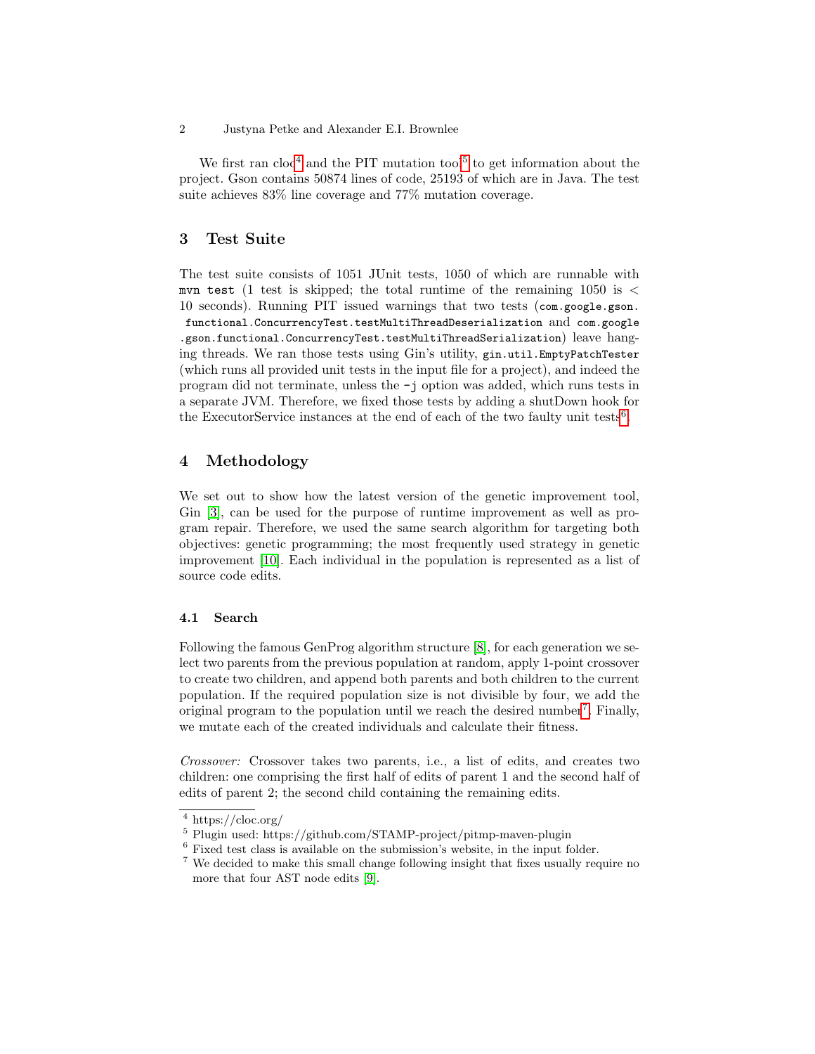We first ran cloc[4] and the PIT mutation tool[5] to get information about the project. Gson contains 50874 lines of code, 25193 of which are in Java. The test suite achieves 83% line coverage and 77% mutation coverage.

## 3 Test Suite

The test suite consists of 1051 JUnit tests, 1050 of which are runnable with `mvn test` (1 test is skipped; the total runtime of the remaining 1050 is < 10 seconds). Running PIT issued warnings that two tests (`com.google.gson.functional.ConcurrencyTest.testMultiThreadDeserialization` and `com.google.gson.functional.ConcurrencyTest.testMultiThreadSerialization`) leave hanging threads. We ran those tests using Gin's utility, `gin.util.EmptyPatchTester` (which runs all provided unit tests in the input file for a project), and indeed the program did not terminate, unless the `-j` option was added, which runs tests in a separate JVM. Therefore, we fixed those tests by adding a shutDown hook for the ExecutorService instances at the end of each of the two faulty unit tests[6].

## 4 Methodology

We set out to show how the latest version of the genetic improvement tool, Gin [3], can be used for the purpose of runtime improvement as well as program repair. Therefore, we used the same search algorithm for targeting both objectives: genetic programming; the most frequently used strategy in genetic improvement [10]. Each individual in the population is represented as a list of source code edits.

### 4.1 Search

Following the famous GenProg algorithm structure [8], for each generation we select two parents from the previous population at random, apply 1-point crossover to create two children, and append both parents and both children to the current population. If the required population size is not divisible by four, we add the original program to the population until we reach the desired number[7]. Finally, we mutate each of the created individuals and calculate their fitness.

*Crossover:* Crossover takes two parents, i.e., a list of edits, and creates two children: one comprising the first half of edits of parent 1 and the second half of edits of parent 2; the second child containing the remaining edits.

---

[4] https://cloc.org/

[5] Plugin used: https://github.com/STAMP-project/pitmp-maven-plugin

[6] Fixed test class is available on the submission's website, in the input folder.

[7] We decided to make this small change following insight that fixes usually require no more that four AST node edits [9].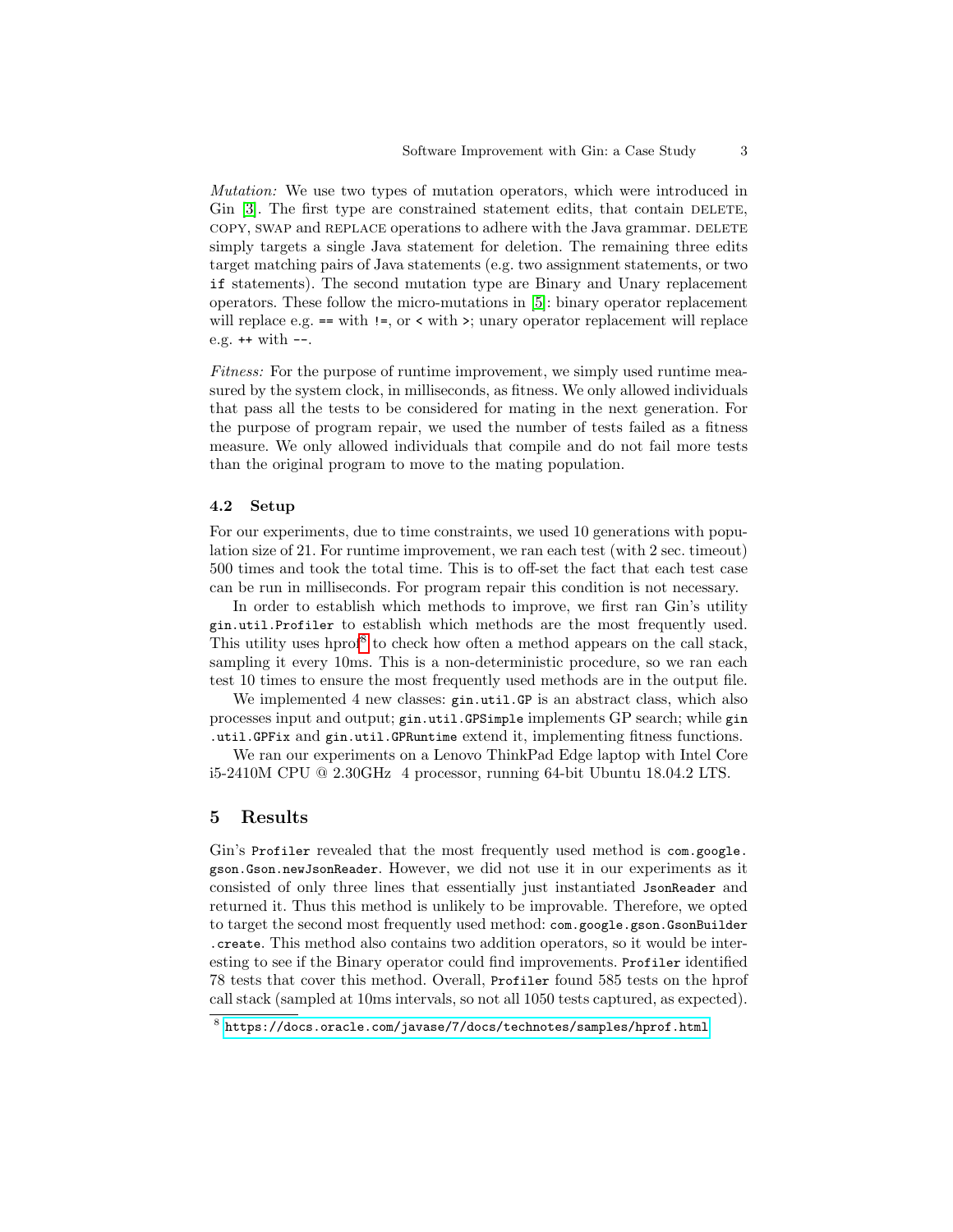*Mutation:* We use two types of mutation operators, which were introduced in Gin [3]. The first type are constrained statement edits, that contain DELETE, COPY, SWAP and REPLACE operations to adhere with the Java grammar. DELETE simply targets a single Java statement for deletion. The remaining three edits target matching pairs of Java statements (e.g. two assignment statements, or two `if` statements). The second mutation type are Binary and Unary replacement operators. These follow the micro-mutations in [5]: binary operator replacement will replace e.g. `==` with `!=`, or `<` with `>`; unary operator replacement will replace e.g. `++` with `--`.

*Fitness:* For the purpose of runtime improvement, we simply used runtime measured by the system clock, in milliseconds, as fitness. We only allowed individuals that pass all the tests to be considered for mating in the next generation. For the purpose of program repair, we used the number of tests failed as a fitness measure. We only allowed individuals that compile and do not fail more tests than the original program to move to the mating population.

### 4.2 Setup

For our experiments, due to time constraints, we used 10 generations with population size of 21. For runtime improvement, we ran each test (with 2 sec. timeout) 500 times and took the total time. This is to off-set the fact that each test case can be run in milliseconds. For program repair this condition is not necessary.

In order to establish which methods to improve, we first ran Gin's utility `gin.util.Profiler` to establish which methods are the most frequently used. This utility uses hprof[8] to check how often a method appears on the call stack, sampling it every 10ms. This is a non-deterministic procedure, so we ran each test 10 times to ensure the most frequently used methods are in the output file.

We implemented 4 new classes: `gin.util.GP` is an abstract class, which also processes input and output; `gin.util.GPSimple` implements GP search; while `gin.util.GPFix` and `gin.util.GPRuntime` extend it, implementing fitness functions.

We ran our experiments on a Lenovo ThinkPad Edge laptop with Intel Core i5-2410M CPU @ 2.30GHz 4 processor, running 64-bit Ubuntu 18.04.2 LTS.

## 5 Results

Gin's `Profiler` revealed that the most frequently used method is `com.google.gson.Gson.newJsonReader`. However, we did not use it in our experiments as it consisted of only three lines that essentially just instantiated `JsonReader` and returned it. Thus this method is unlikely to be improvable. Therefore, we opted to target the second most frequently used method: `com.google.gson.GsonBuilder.create`. This method also contains two addition operators, so it would be interesting to see if the Binary operator could find improvements. `Profiler` identified 78 tests that cover this method. Overall, `Profiler` found 585 tests on the hprof call stack (sampled at 10ms intervals, so not all 1050 tests captured, as expected).

[8] https://docs.oracle.com/javase/7/docs/technotes/samples/hprof.html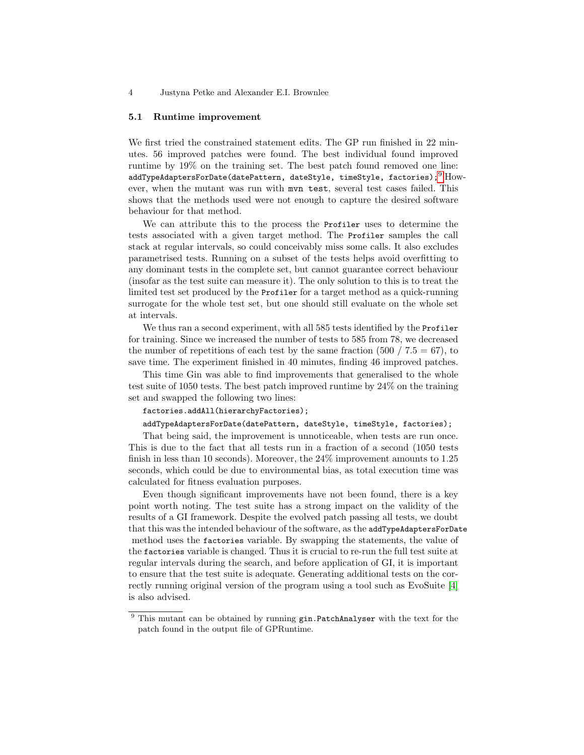### 5.1 Runtime improvement

We first tried the constrained statement edits. The GP run finished in 22 minutes. 56 improved patches were found. The best individual found improved runtime by 19% on the training set. The best patch found removed one line: `addTypeAdaptersForDate(datePattern, dateStyle, timeStyle, factories);`[9] However, when the mutant was run with `mvn test`, several test cases failed. This shows that the methods used were not enough to capture the desired software behaviour for that method.

We can attribute this to the process the `Profiler` uses to determine the tests associated with a given target method. The `Profiler` samples the call stack at regular intervals, so could conceivably miss some calls. It also excludes parametrised tests. Running on a subset of the tests helps avoid overfitting to any dominant tests in the complete set, but cannot guarantee correct behaviour (insofar as the test suite can measure it). The only solution to this is to treat the limited test set produced by the `Profiler` for a target method as a quick-running surrogate for the whole test set, but one should still evaluate on the whole set at intervals.

We thus ran a second experiment, with all 585 tests identified by the `Profiler` for training. Since we increased the number of tests to 585 from 78, we decreased the number of repetitions of each test by the same fraction (500 / 7.5 = 67), to save time. The experiment finished in 40 minutes, finding 46 improved patches.

This time Gin was able to find improvements that generalised to the whole test suite of 1050 tests. The best patch improved runtime by 24% on the training set and swapped the following two lines:

```
factories.addAll(hierarchyFactories);
addTypeAdaptersForDate(datePattern, dateStyle, timeStyle, factories);
```

That being said, the improvement is unnoticeable, when tests are run once. This is due to the fact that all tests run in a fraction of a second (1050 tests finish in less than 10 seconds). Moreover, the 24% improvement amounts to 1.25 seconds, which could be due to environmental bias, as total execution time was calculated for fitness evaluation purposes.

Even though significant improvements have not been found, there is a key point worth noting. The test suite has a strong impact on the validity of the results of a GI framework. Despite the evolved patch passing all tests, we doubt that this was the intended behaviour of the software, as the `addTypeAdaptersForDate` method uses the `factories` variable. By swapping the statements, the value of the `factories` variable is changed. Thus it is crucial to re-run the full test suite at regular intervals during the search, and before application of GI, it is important to ensure that the test suite is adequate. Generating additional tests on the correctly running original version of the program using a tool such as EvoSuite [4] is also advised.

[9] This mutant can be obtained by running `gin.PatchAnalyser` with the text for the patch found in the output file of GPRuntime.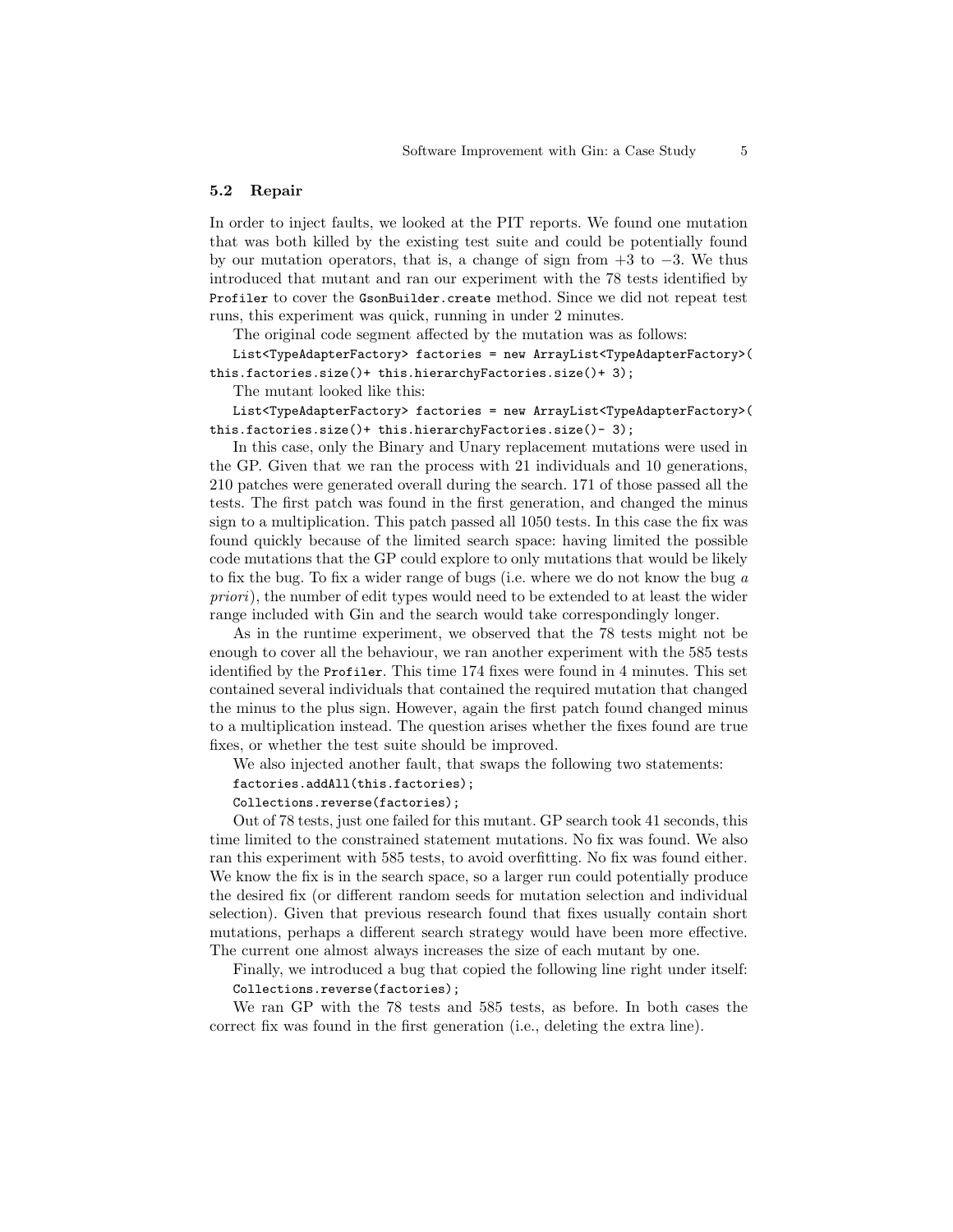### 5.2 Repair

In order to inject faults, we looked at the PIT reports. We found one mutation that was both killed by the existing test suite and could be potentially found by our mutation operators, that is, a change of sign from $+3$ to $-3$. We thus introduced that mutant and ran our experiment with the 78 tests identified by `Profiler` to cover the `GsonBuilder.create` method. Since we did not repeat test runs, this experiment was quick, running in under 2 minutes.

The original code segment affected by the mutation was as follows:

```
List<TypeAdapterFactory> factories = new ArrayList<TypeAdapterFactory>(
this.factories.size()+ this.hierarchyFactories.size()+ 3);
```

The mutant looked like this:

```
List<TypeAdapterFactory> factories = new ArrayList<TypeAdapterFactory>(
this.factories.size()+ this.hierarchyFactories.size()- 3);
```

In this case, only the Binary and Unary replacement mutations were used in the GP. Given that we ran the process with 21 individuals and 10 generations, 210 patches were generated overall during the search. 171 of those passed all the tests. The first patch was found in the first generation, and changed the minus sign to a multiplication. This patch passed all 1050 tests. In this case the fix was found quickly because of the limited search space: having limited the possible code mutations that the GP could explore to only mutations that would be likely to fix the bug. To fix a wider range of bugs (i.e. where we do not know the bug *a priori*), the number of edit types would need to be extended to at least the wider range included with Gin and the search would take correspondingly longer.

As in the runtime experiment, we observed that the 78 tests might not be enough to cover all the behaviour, we ran another experiment with the 585 tests identified by the `Profiler`. This time 174 fixes were found in 4 minutes. This set contained several individuals that contained the required mutation that changed the minus to the plus sign. However, again the first patch found changed minus to a multiplication instead. The question arises whether the fixes found are true fixes, or whether the test suite should be improved.

We also injected another fault, that swaps the following two statements:

```
factories.addAll(this.factories);
Collections.reverse(factories);
```

Out of 78 tests, just one failed for this mutant. GP search took 41 seconds, this time limited to the constrained statement mutations. No fix was found. We also ran this experiment with 585 tests, to avoid overfitting. No fix was found either. We know the fix is in the search space, so a larger run could potentially produce the desired fix (or different random seeds for mutation selection and individual selection). Given that previous research found that fixes usually contain short mutations, perhaps a different search strategy would have been more effective. The current one almost always increases the size of each mutant by one.

Finally, we introduced a bug that copied the following line right under itself:

```
Collections.reverse(factories);
```

We ran GP with the 78 tests and 585 tests, as before. In both cases the correct fix was found in the first generation (i.e., deleting the extra line).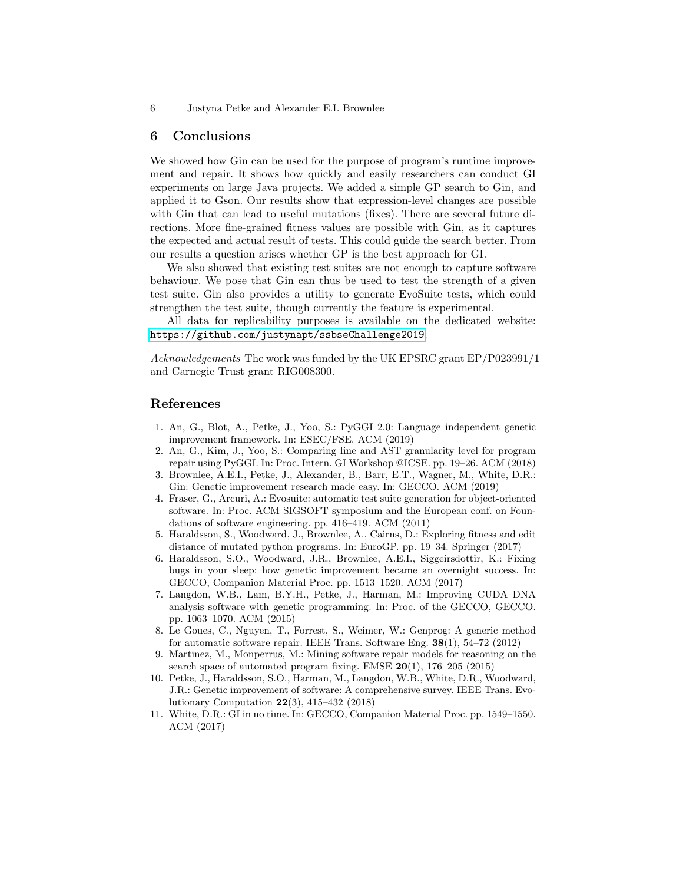## 6 Conclusions

We showed how Gin can be used for the purpose of program's runtime improvement and repair. It shows how quickly and easily researchers can conduct GI experiments on large Java projects. We added a simple GP search to Gin, and applied it to Gson. Our results show that expression-level changes are possible with Gin that can lead to useful mutations (fixes). There are several future directions. More fine-grained fitness values are possible with Gin, as it captures the expected and actual result of tests. This could guide the search better. From our results a question arises whether GP is the best approach for GI.

We also showed that existing test suites are not enough to capture software behaviour. We pose that Gin can thus be used to test the strength of a given test suite. Gin also provides a utility to generate EvoSuite tests, which could strengthen the test suite, though currently the feature is experimental.

All data for replicability purposes is available on the dedicated website: https://github.com/justynapt/ssbseChallenge2019

*Acknowledgements* The work was funded by the UK EPSRC grant EP/P023991/1 and Carnegie Trust grant RIG008300.

## References

1. An, G., Blot, A., Petke, J., Yoo, S.: PyGGI 2.0: Language independent genetic improvement framework. In: ESEC/FSE. ACM (2019)
2. An, G., Kim, J., Yoo, S.: Comparing line and AST granularity level for program repair using PyGGI. In: Proc. Intern. GI Workshop @ICSE. pp. 19–26. ACM (2018)
3. Brownlee, A.E.I., Petke, J., Alexander, B., Barr, E.T., Wagner, M., White, D.R.: Gin: Genetic improvement research made easy. In: GECCO. ACM (2019)
4. Fraser, G., Arcuri, A.: Evosuite: automatic test suite generation for object-oriented software. In: Proc. ACM SIGSOFT symposium and the European conf. on Foundations of software engineering. pp. 416–419. ACM (2011)
5. Haraldsson, S., Woodward, J., Brownlee, A., Cairns, D.: Exploring fitness and edit distance of mutated python programs. In: EuroGP. pp. 19–34. Springer (2017)
6. Haraldsson, S.O., Woodward, J.R., Brownlee, A.E.I., Siggeirsdottir, K.: Fixing bugs in your sleep: how genetic improvement became an overnight success. In: GECCO, Companion Material Proc. pp. 1513–1520. ACM (2017)
7. Langdon, W.B., Lam, B.Y.H., Petke, J., Harman, M.: Improving CUDA DNA analysis software with genetic programming. In: Proc. of the GECCO, GECCO. pp. 1063–1070. ACM (2015)
8. Le Goues, C., Nguyen, T., Forrest, S., Weimer, W.: Genprog: A generic method for automatic software repair. IEEE Trans. Software Eng. **38**(1), 54–72 (2012)
9. Martinez, M., Monperrus, M.: Mining software repair models for reasoning on the search space of automated program fixing. EMSE **20**(1), 176–205 (2015)
10. Petke, J., Haraldsson, S.O., Harman, M., Langdon, W.B., White, D.R., Woodward, J.R.: Genetic improvement of software: A comprehensive survey. IEEE Trans. Evolutionary Computation **22**(3), 415–432 (2018)
11. White, D.R.: GI in no time. In: GECCO, Companion Material Proc. pp. 1549–1550. ACM (2017)